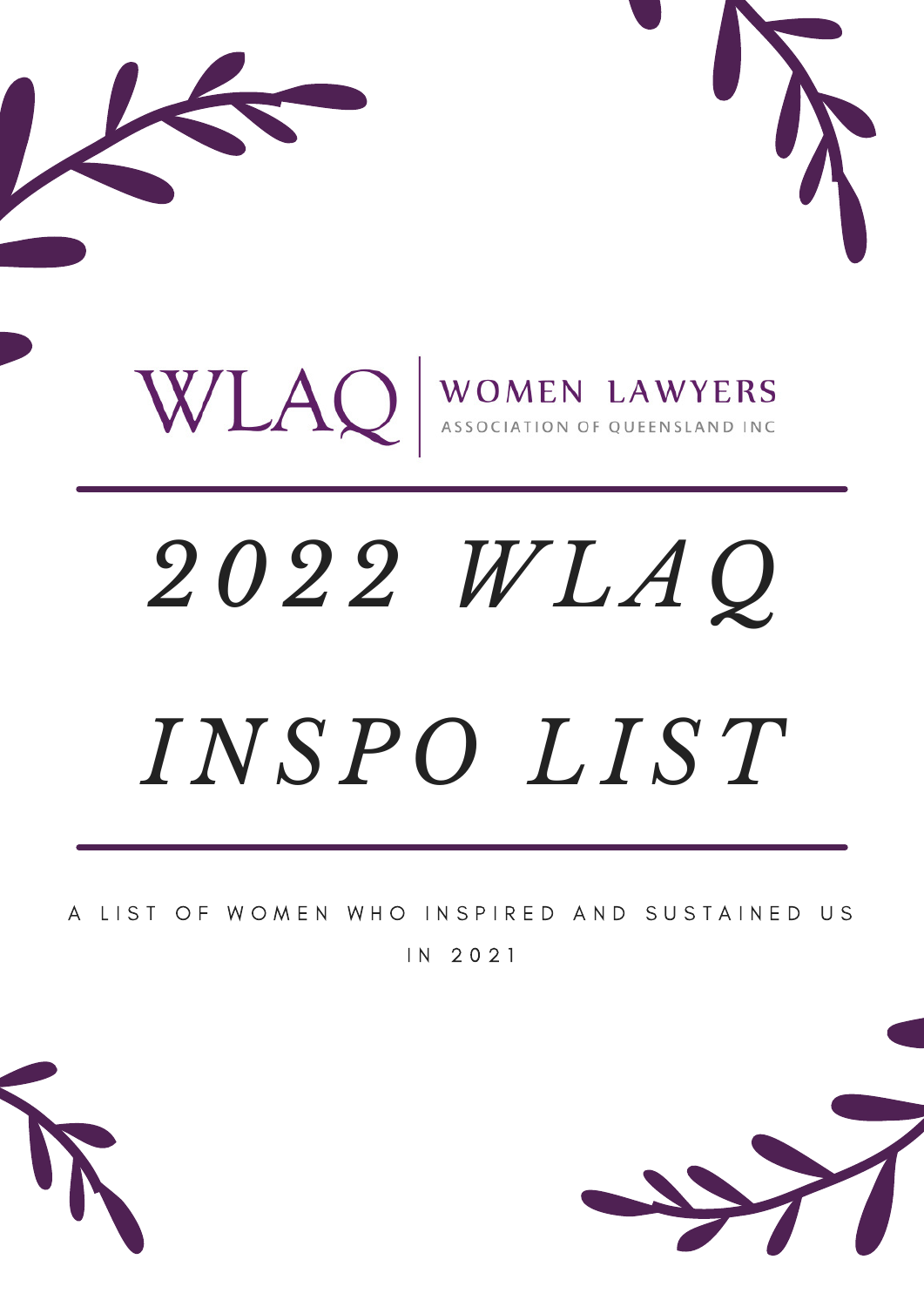WLAQ | WOMEN LAWYERS ASSOCIATION OF QUEENSLAND INC

# *2022 WLAQ INSPO LIST*

A LIST OF WOMEN WHO INSPIRED AND SUSTAINED US IN 2021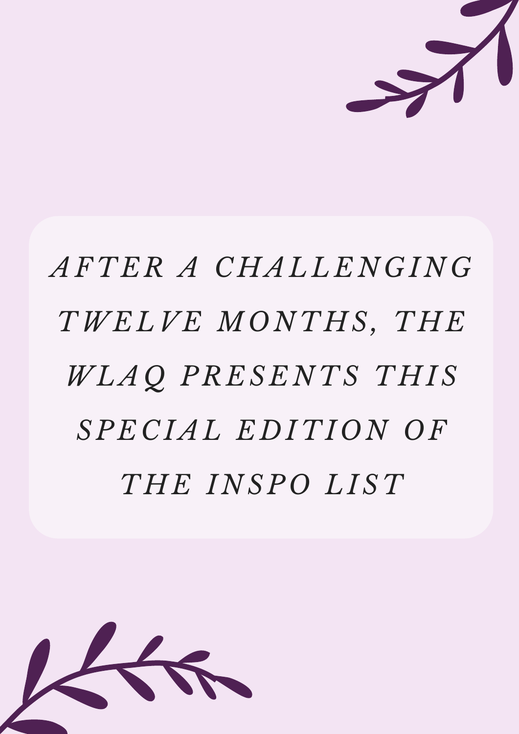*AFTER A CHALLENGING TWELVE MONTHS, THE WLAQ PRESENTS THIS SPECIAL EDITION OF THE INSPO LIST*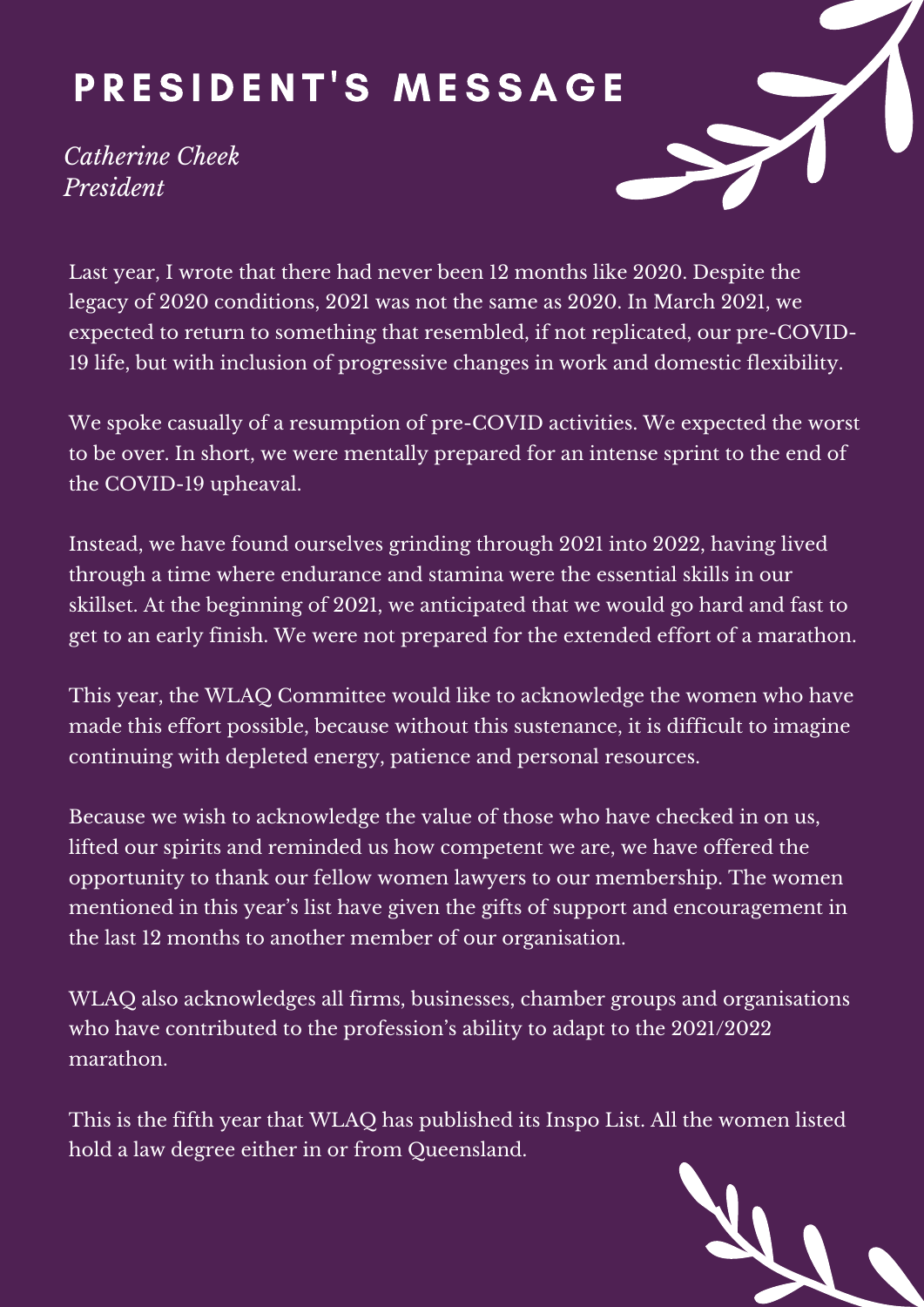# PRESIDENT'S MESSAGE

*Catherine Cheek*
*President*

Last year, I wrote that there had never been 12 months like 2020. Despite the legacy of 2020 conditions, 2021 was not the same as 2020. In March 2021, we expected to return to something that resembled, if not replicated, our pre-COVID-19 life, but with inclusion of progressive changes in work and domestic flexibility.

We spoke casually of a resumption of pre-COVID activities. We expected the worst to be over. In short, we were mentally prepared for an intense sprint to the end of the COVID-19 upheaval.

Instead, we have found ourselves grinding through 2021 into 2022, having lived through a time where endurance and stamina were the essential skills in our skillset. At the beginning of 2021, we anticipated that we would go hard and fast to get to an early finish. We were not prepared for the extended effort of a marathon.

This year, the WLAQ Committee would like to acknowledge the women who have made this effort possible, because without this sustenance, it is difficult to imagine continuing with depleted energy, patience and personal resources.

Because we wish to acknowledge the value of those who have checked in on us, lifted our spirits and reminded us how competent we are, we have offered the opportunity to thank our fellow women lawyers to our membership. The women mentioned in this year's list have given the gifts of support and encouragement in the last 12 months to another member of our organisation.

WLAQ also acknowledges all firms, businesses, chamber groups and organisations who have contributed to the profession's ability to adapt to the 2021/2022 marathon.

This is the fifth year that WLAQ has published its Inspo List. All the women listed hold a law degree either in or from Queensland.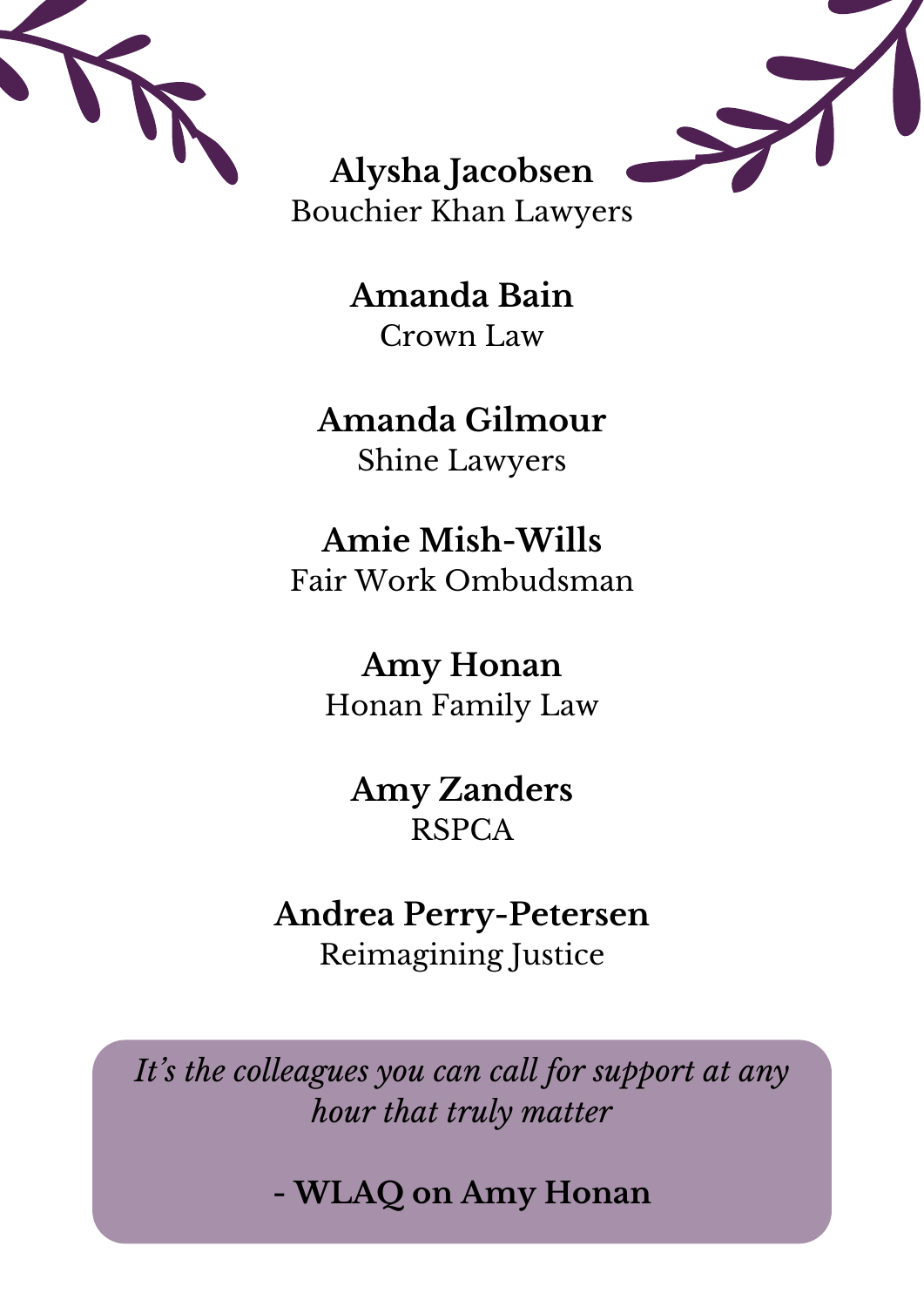**Alysha Jacobsen**
Bouchier Khan Lawyers

**Amanda Bain**
Crown Law

**Amanda Gilmour**
Shine Lawyers

**Amie Mish-Wills**
Fair Work Ombudsman

**Amy Honan**
Honan Family Law

**Amy Zanders**
RSPCA

**Andrea Perry-Petersen**
Reimagining Justice

> *It's the colleagues you can call for support at any hour that truly matter*
>
> **- WLAQ on Amy Honan**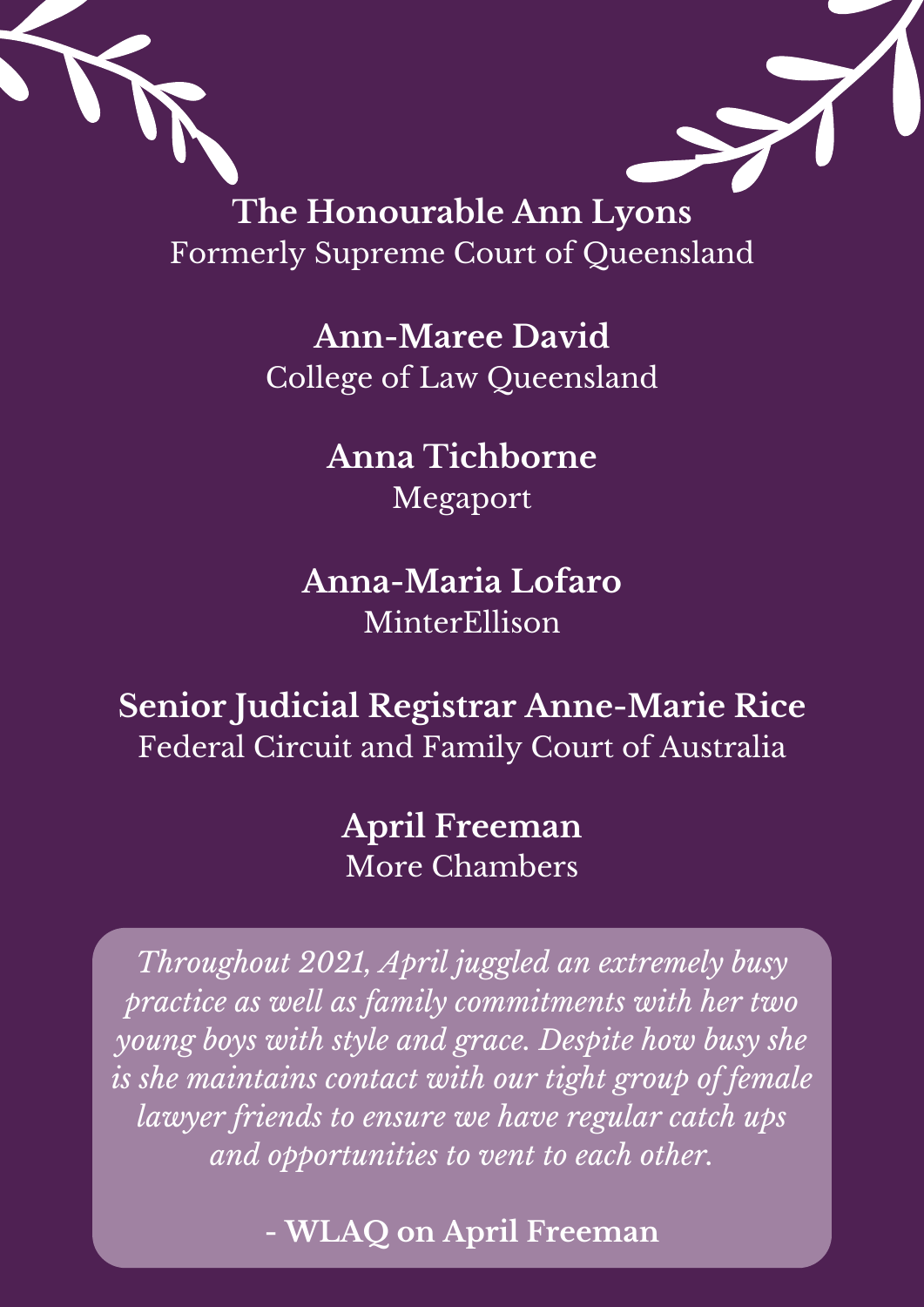**The Honourable Ann Lyons**
Formerly Supreme Court of Queensland

**Ann-Maree David**
College of Law Queensland

**Anna Tichborne**
Megaport

**Anna-Maria Lofaro**
MinterEllison

**Senior Judicial Registrar Anne-Marie Rice**
Federal Circuit and Family Court of Australia

**April Freeman**
More Chambers

*Throughout 2021, April juggled an extremely busy practice as well as family commitments with her two young boys with style and grace. Despite how busy she is she maintains contact with our tight group of female lawyer friends to ensure we have regular catch ups and opportunities to vent to each other.*

**- WLAQ on April Freeman**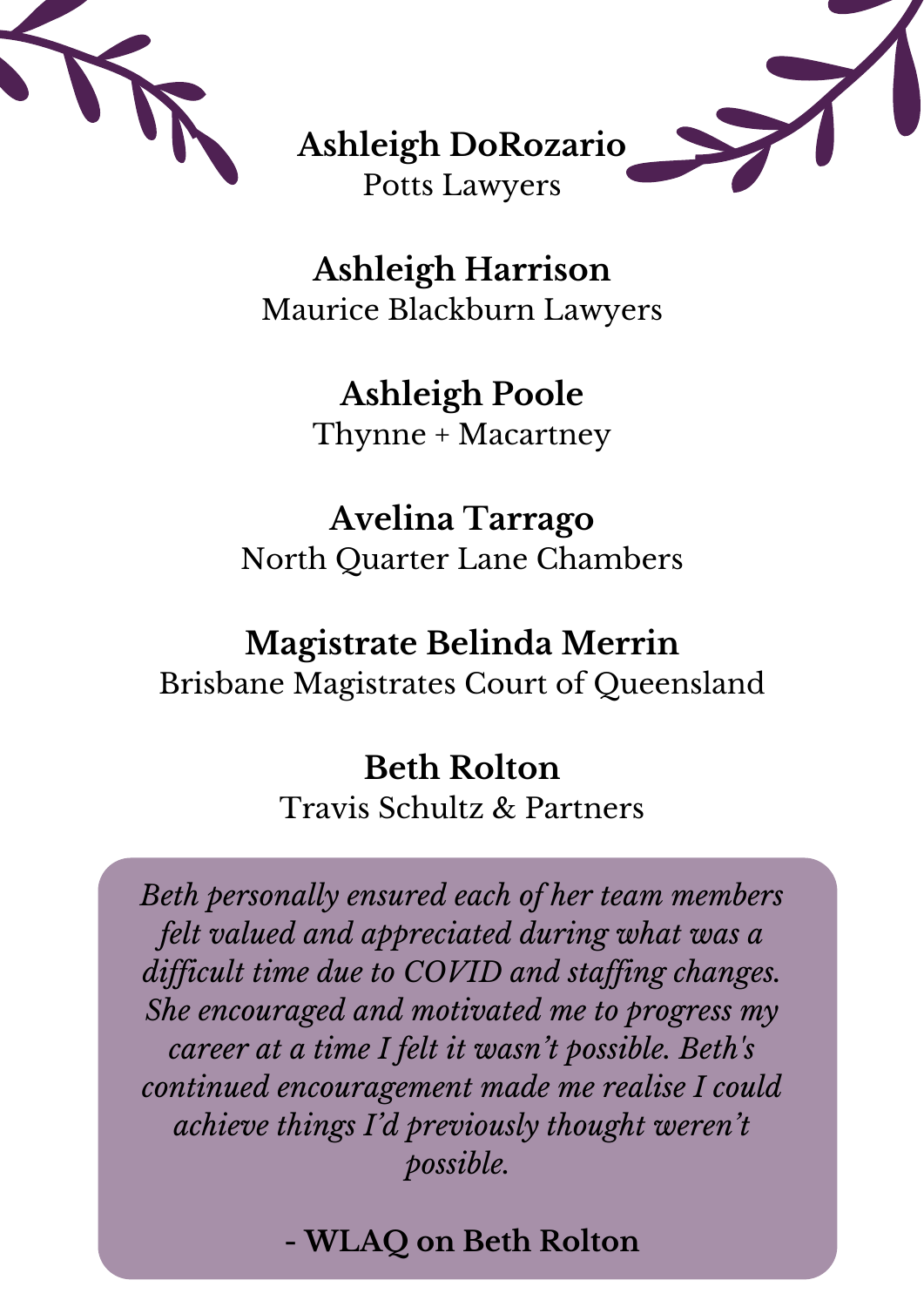**Ashleigh DoRozario**
Potts Lawyers

**Ashleigh Harrison**
Maurice Blackburn Lawyers

**Ashleigh Poole**
Thynne + Macartney

**Avelina Tarrago**
North Quarter Lane Chambers

**Magistrate Belinda Merrin**
Brisbane Magistrates Court of Queensland

**Beth Rolton**
Travis Schultz & Partners

*Beth personally ensured each of her team members felt valued and appreciated during what was a difficult time due to COVID and staffing changes. She encouraged and motivated me to progress my career at a time I felt it wasn't possible. Beth's continued encouragement made me realise I could achieve things I'd previously thought weren't possible.*

**- WLAQ on Beth Rolton**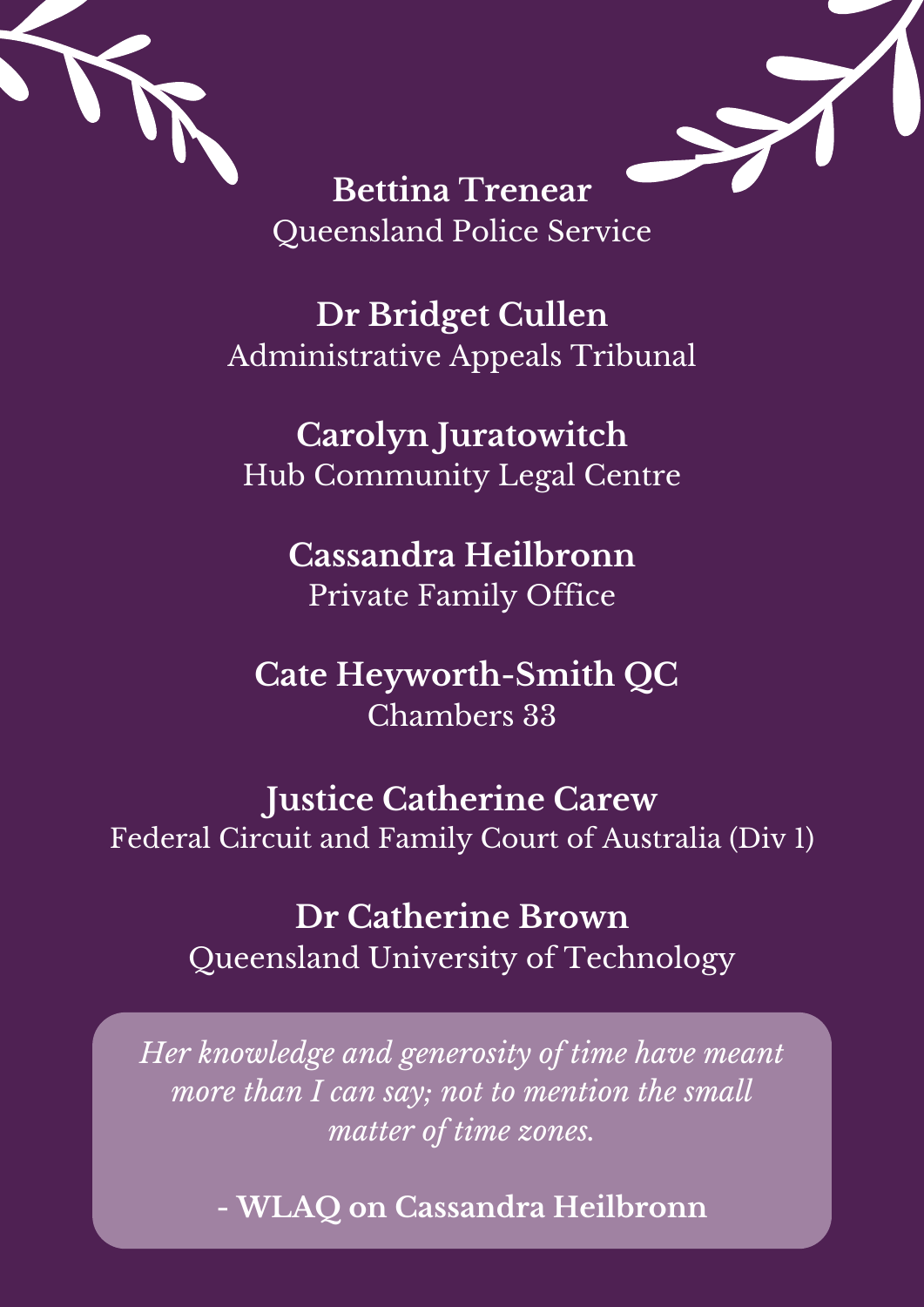**Bettina Trenear**
Queensland Police Service

**Dr Bridget Cullen**
Administrative Appeals Tribunal

**Carolyn Juratowitch**
Hub Community Legal Centre

**Cassandra Heilbronn**
Private Family Office

**Cate Heyworth-Smith QC**
Chambers 33

**Justice Catherine Carew**
Federal Circuit and Family Court of Australia (Div 1)

**Dr Catherine Brown**
Queensland University of Technology

*Her knowledge and generosity of time have meant more than I can say; not to mention the small matter of time zones.*

**- WLAQ on Cassandra Heilbronn**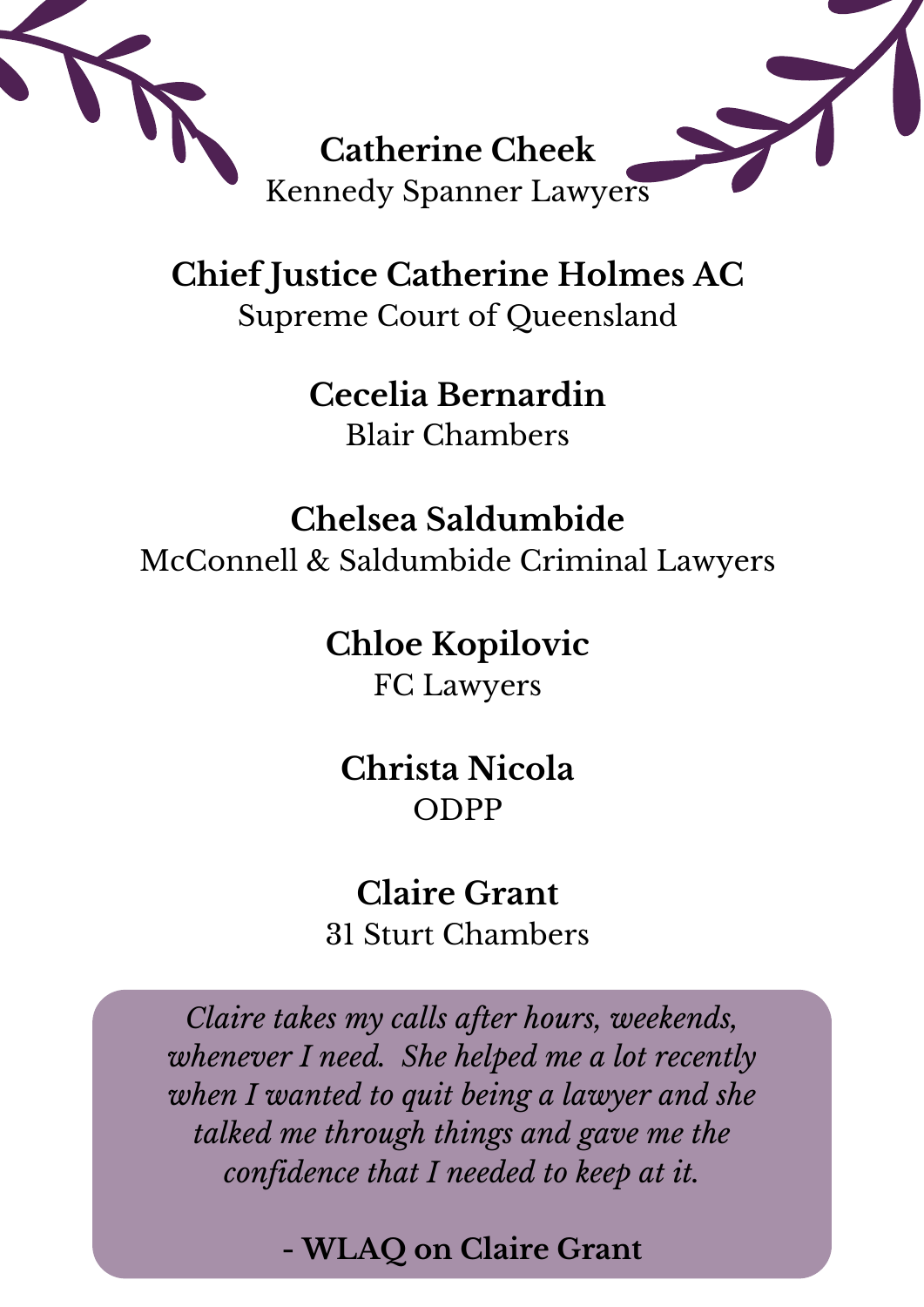**Catherine Cheek**
Kennedy Spanner Lawyers

**Chief Justice Catherine Holmes AC**
Supreme Court of Queensland

**Cecelia Bernardin**
Blair Chambers

**Chelsea Saldumbide**
McConnell & Saldumbide Criminal Lawyers

**Chloe Kopilovic**
FC Lawyers

**Christa Nicola**
ODPP

**Claire Grant**
31 Sturt Chambers

*Claire takes my calls after hours, weekends, whenever I need. She helped me a lot recently when I wanted to quit being a lawyer and she talked me through things and gave me the confidence that I needed to keep at it.*

**- WLAQ on Claire Grant**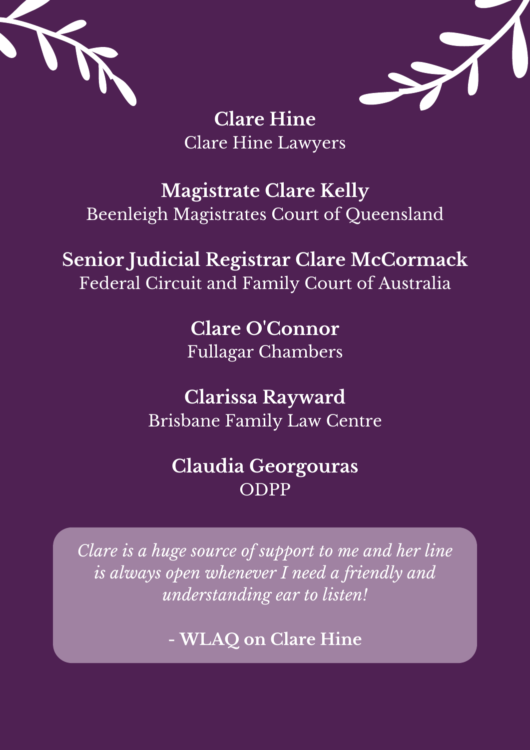**Clare Hine**
Clare Hine Lawyers

**Magistrate Clare Kelly**
Beenleigh Magistrates Court of Queensland

**Senior Judicial Registrar Clare McCormack**
Federal Circuit and Family Court of Australia

**Clare O'Connor**
Fullagar Chambers

**Clarissa Rayward**
Brisbane Family Law Centre

**Claudia Georgouras**
ODPP

*Clare is a huge source of support to me and her line is always open whenever I need a friendly and understanding ear to listen!*

**- WLAQ on Clare Hine**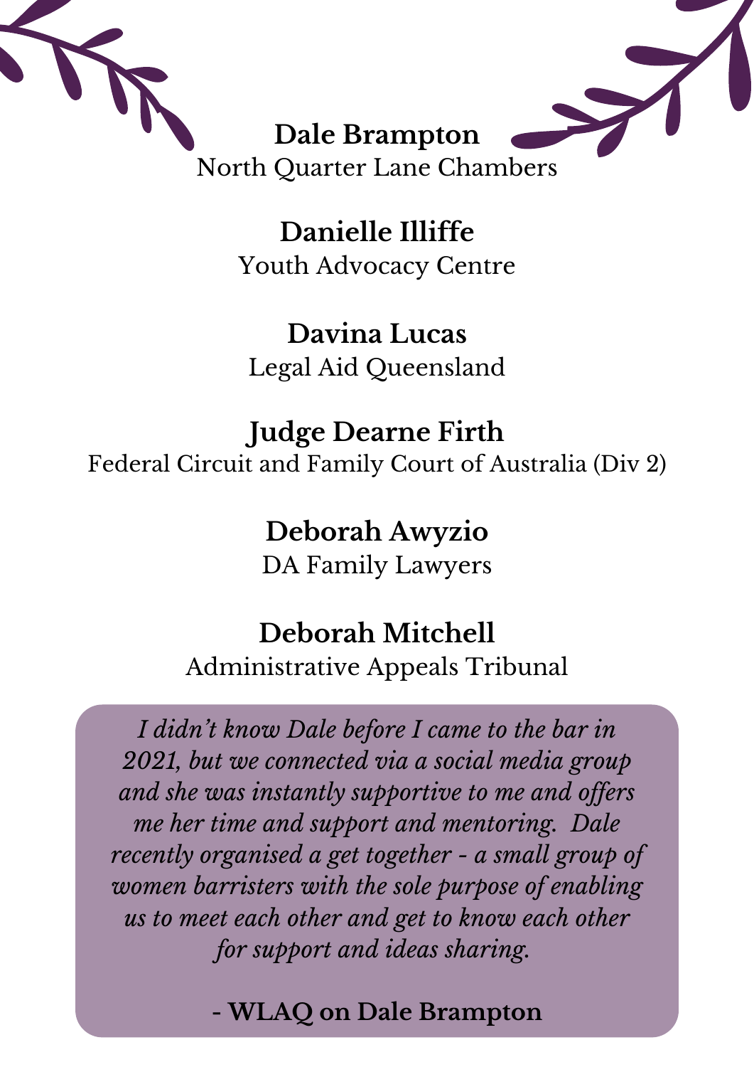**Dale Brampton**
North Quarter Lane Chambers

**Danielle Illiffe**
Youth Advocacy Centre

**Davina Lucas**
Legal Aid Queensland

**Judge Dearne Firth**
Federal Circuit and Family Court of Australia (Div 2)

**Deborah Awyzio**
DA Family Lawyers

**Deborah Mitchell**
Administrative Appeals Tribunal

*I didn't know Dale before I came to the bar in 2021, but we connected via a social media group and she was instantly supportive to me and offers me her time and support and mentoring. Dale recently organised a get together - a small group of women barristers with the sole purpose of enabling us to meet each other and get to know each other for support and ideas sharing.*

**- WLAQ on Dale Brampton**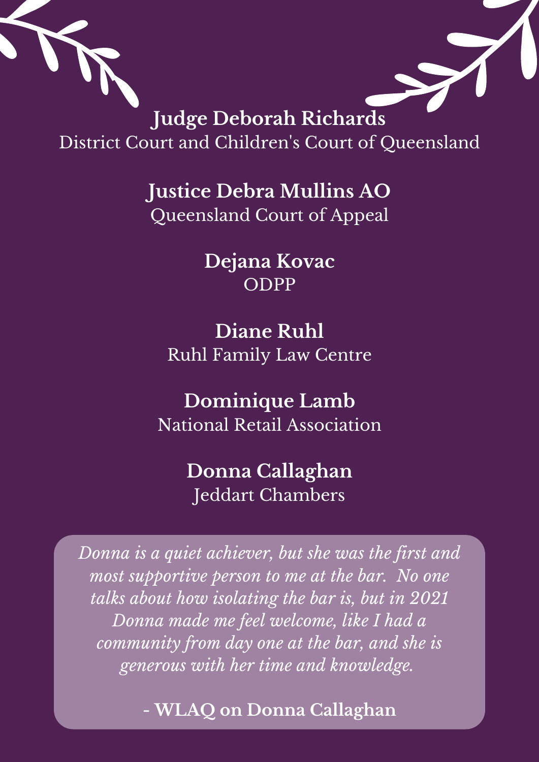**Judge Deborah Richards**
District Court and Children's Court of Queensland

**Justice Debra Mullins AO**
Queensland Court of Appeal

**Dejana Kovac**
ODPP

**Diane Ruhl**
Ruhl Family Law Centre

**Dominique Lamb**
National Retail Association

**Donna Callaghan**
Jeddart Chambers

*Donna is a quiet achiever, but she was the first and most supportive person to me at the bar. No one talks about how isolating the bar is, but in 2021 Donna made me feel welcome, like I had a community from day one at the bar, and she is generous with her time and knowledge.*

**- WLAQ on Donna Callaghan**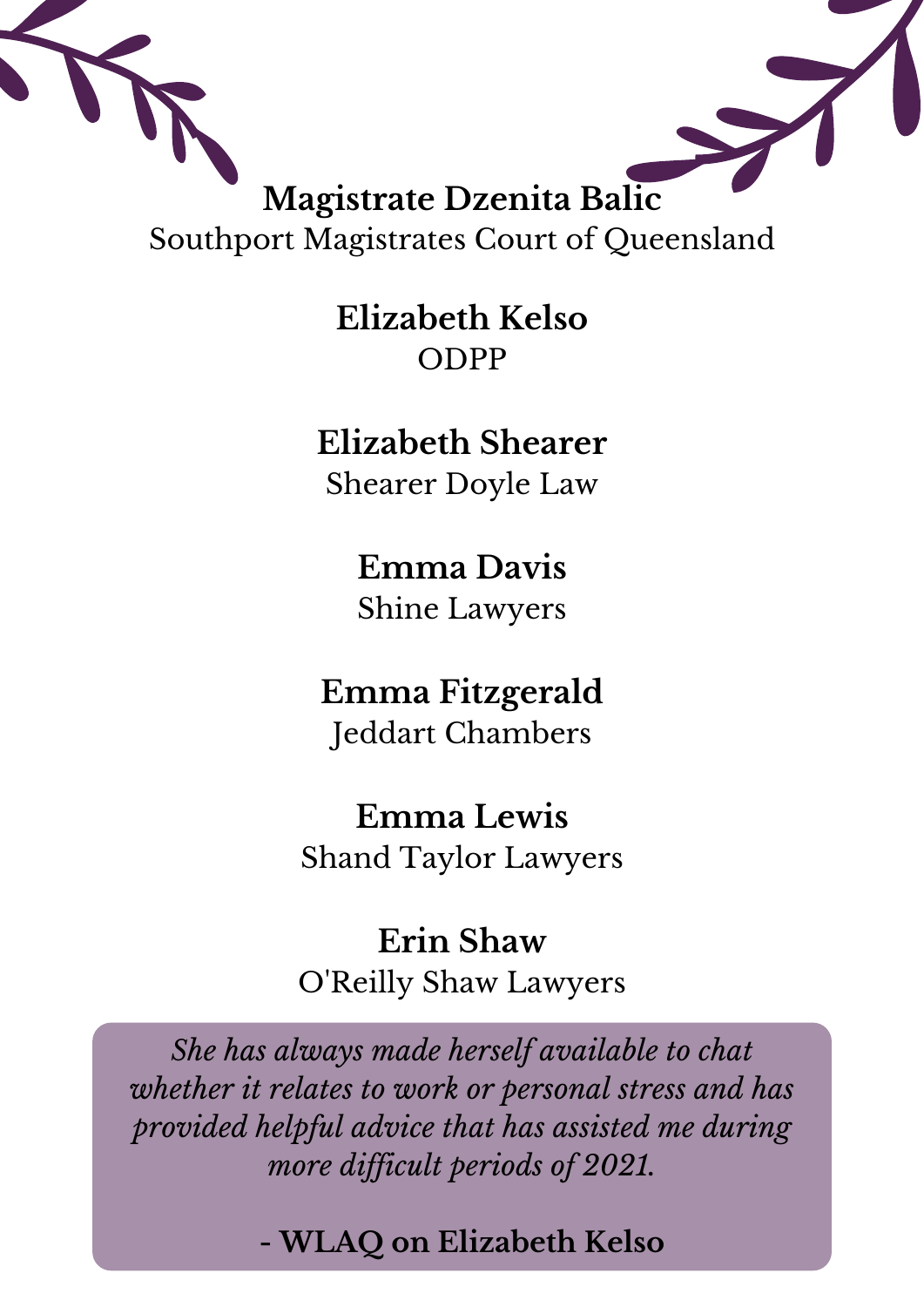**Magistrate Dzenita Balic**
Southport Magistrates Court of Queensland

**Elizabeth Kelso**
ODPP

**Elizabeth Shearer**
Shearer Doyle Law

**Emma Davis**
Shine Lawyers

**Emma Fitzgerald**
Jeddart Chambers

**Emma Lewis**
Shand Taylor Lawyers

**Erin Shaw**
O'Reilly Shaw Lawyers

*She has always made herself available to chat whether it relates to work or personal stress and has provided helpful advice that has assisted me during more difficult periods of 2021.*

**- WLAQ on Elizabeth Kelso**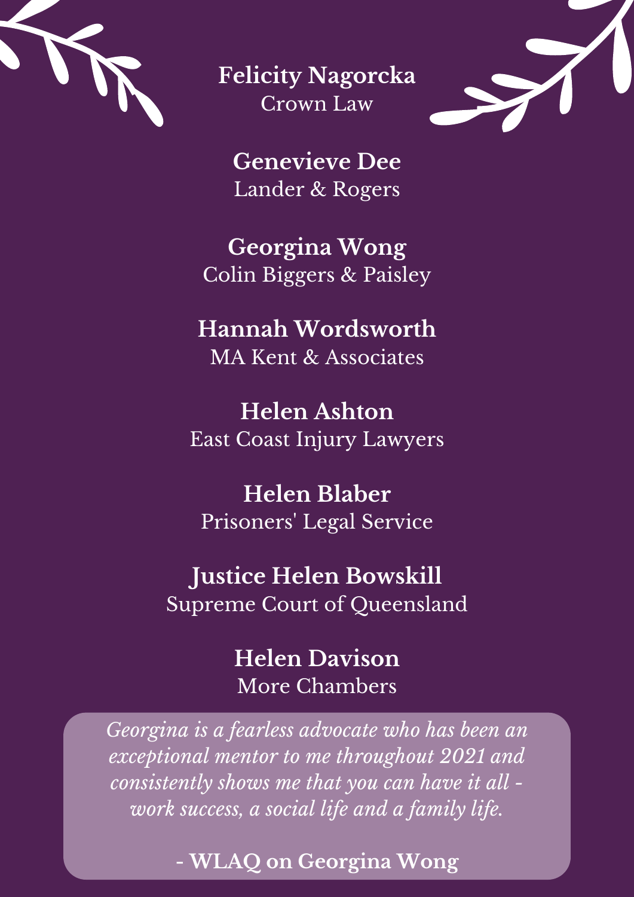**Felicity Nagorcka**
Crown Law

**Genevieve Dee**
Lander & Rogers

**Georgina Wong**
Colin Biggers & Paisley

**Hannah Wordsworth**
MA Kent & Associates

**Helen Ashton**
East Coast Injury Lawyers

**Helen Blaber**
Prisoners' Legal Service

**Justice Helen Bowskill**
Supreme Court of Queensland

**Helen Davison**
More Chambers

*Georgina is a fearless advocate who has been an exceptional mentor to me throughout 2021 and consistently shows me that you can have it all - work success, a social life and a family life.*

**- WLAQ on Georgina Wong**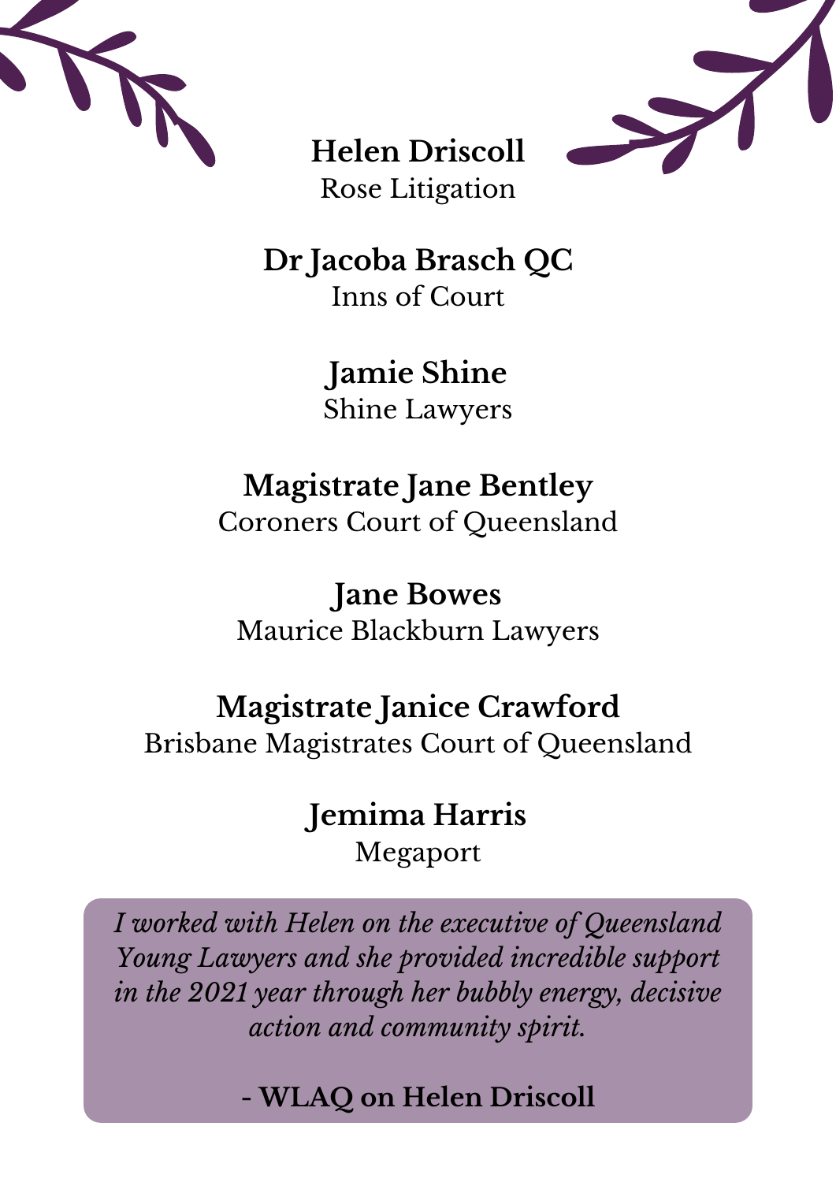**Helen Driscoll**
Rose Litigation

**Dr Jacoba Brasch QC**
Inns of Court

**Jamie Shine**
Shine Lawyers

**Magistrate Jane Bentley**
Coroners Court of Queensland

**Jane Bowes**
Maurice Blackburn Lawyers

**Magistrate Janice Crawford**
Brisbane Magistrates Court of Queensland

**Jemima Harris**
Megaport

*I worked with Helen on the executive of Queensland Young Lawyers and she provided incredible support in the 2021 year through her bubbly energy, decisive action and community spirit.*

**- WLAQ on Helen Driscoll**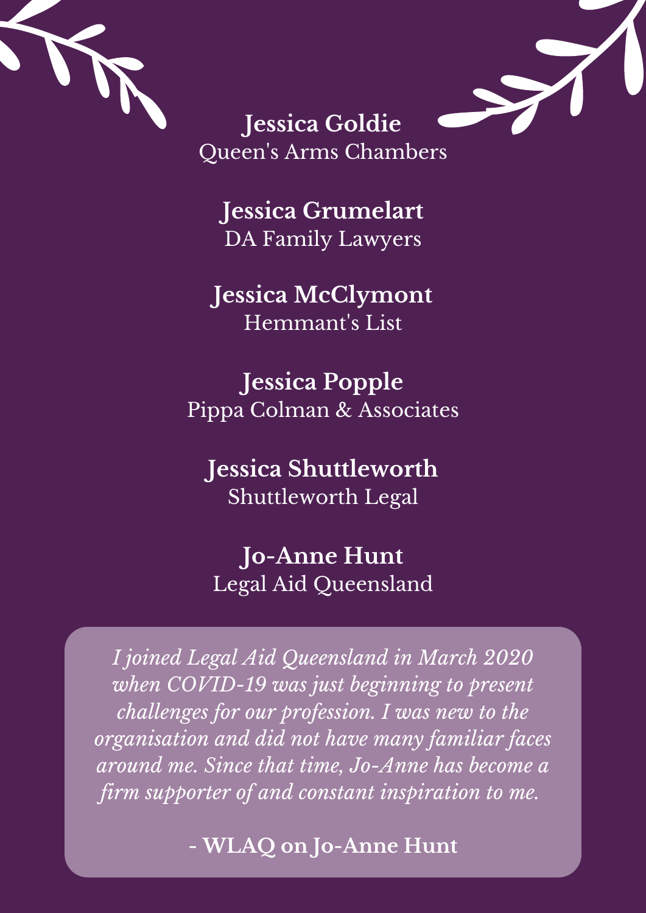**Jessica Goldie**
Queen's Arms Chambers

**Jessica Grumelart**
DA Family Lawyers

**Jessica McClymont**
Hemmant's List

**Jessica Popple**
Pippa Colman & Associates

**Jessica Shuttleworth**
Shuttleworth Legal

**Jo-Anne Hunt**
Legal Aid Queensland

*I joined Legal Aid Queensland in March 2020 when COVID-19 was just beginning to present challenges for our profession. I was new to the organisation and did not have many familiar faces around me. Since that time, Jo-Anne has become a firm supporter of and constant inspiration to me.*

**- WLAQ on Jo-Anne Hunt**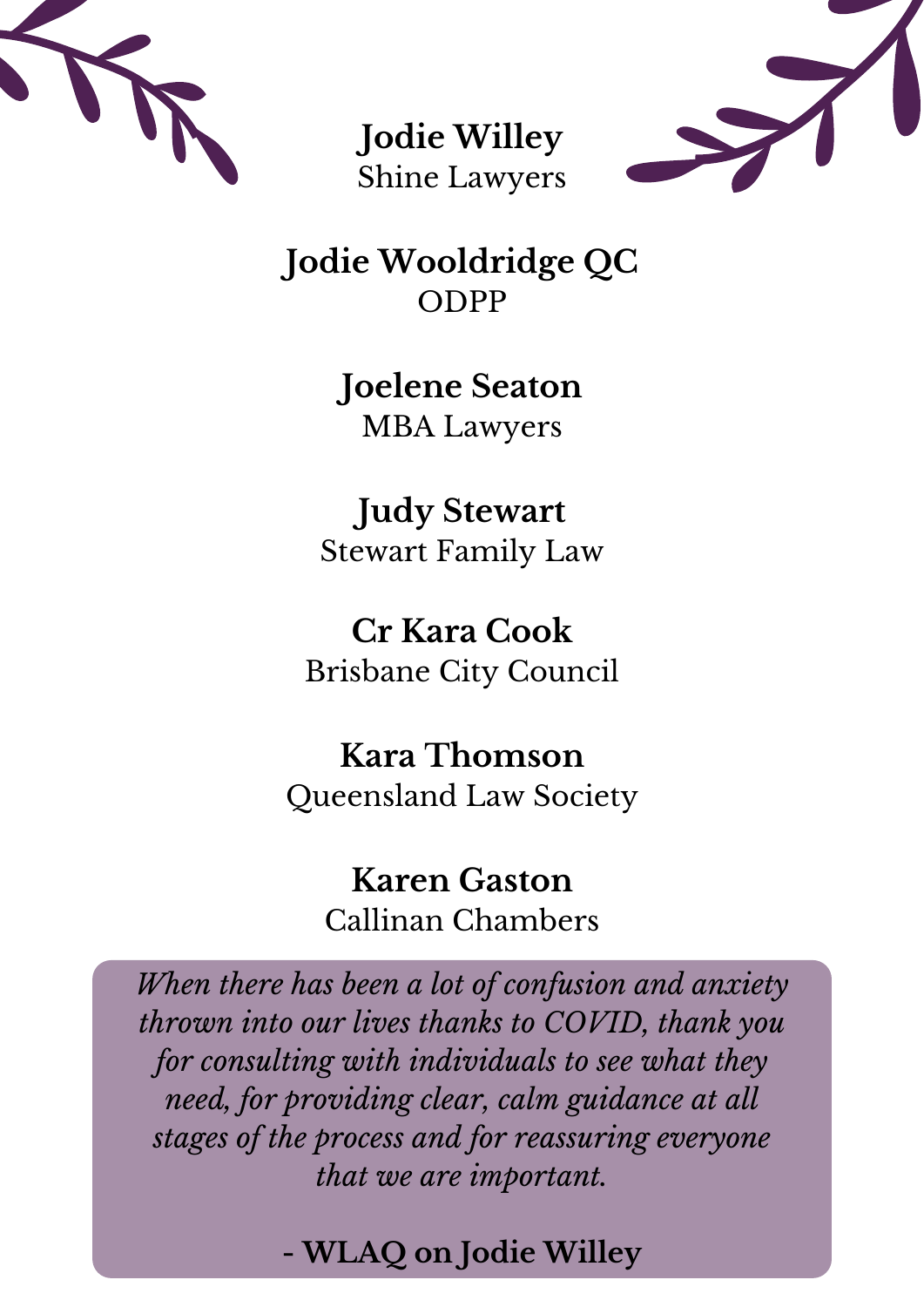**Jodie Willey**
Shine Lawyers

**Jodie Wooldridge QC**
ODPP

**Joelene Seaton**
MBA Lawyers

**Judy Stewart**
Stewart Family Law

**Cr Kara Cook**
Brisbane City Council

**Kara Thomson**
Queensland Law Society

**Karen Gaston**
Callinan Chambers

*When there has been a lot of confusion and anxiety thrown into our lives thanks to COVID, thank you for consulting with individuals to see what they need, for providing clear, calm guidance at all stages of the process and for reassuring everyone that we are important.*

**- WLAQ on Jodie Willey**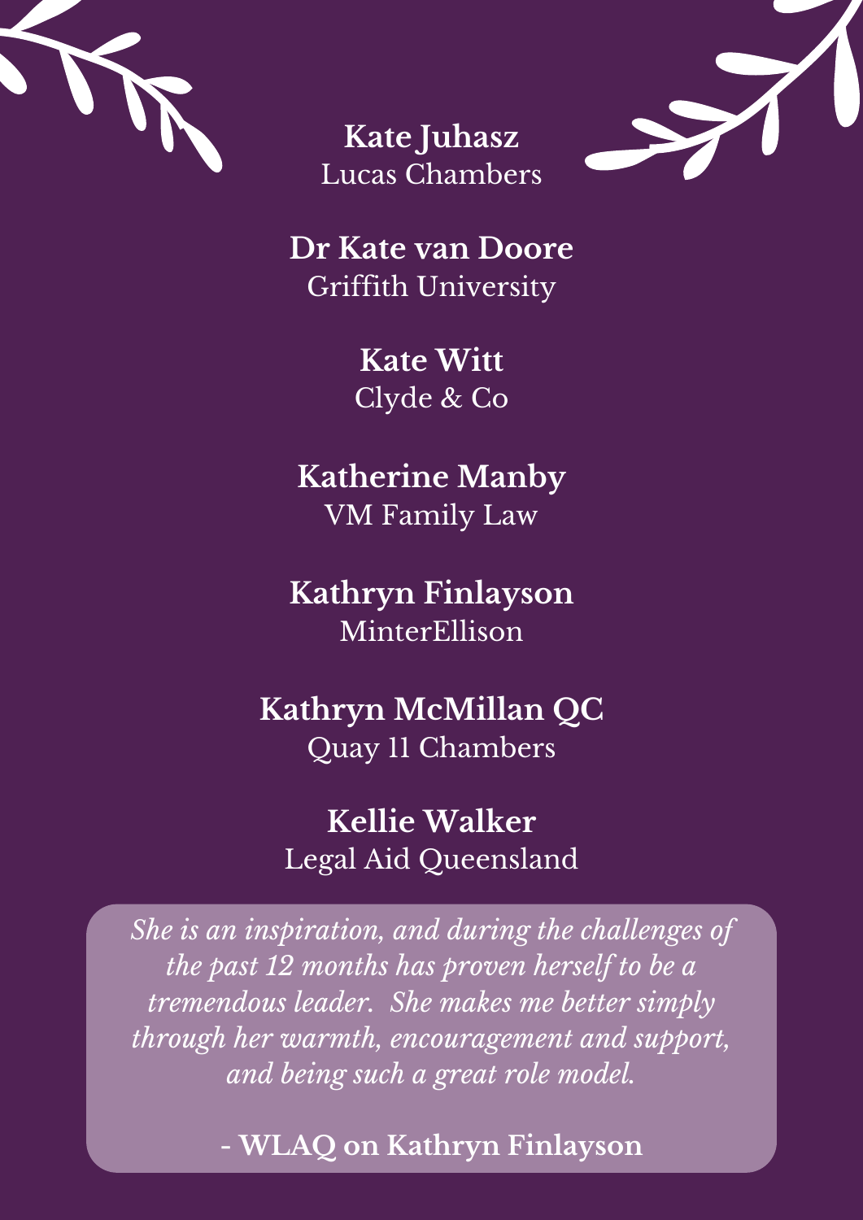**Kate Juhasz**
Lucas Chambers

**Dr Kate van Doore**
Griffith University

**Kate Witt**
Clyde & Co

**Katherine Manby**
VM Family Law

**Kathryn Finlayson**
MinterEllison

**Kathryn McMillan QC**
Quay 11 Chambers

**Kellie Walker**
Legal Aid Queensland

*She is an inspiration, and during the challenges of the past 12 months has proven herself to be a tremendous leader. She makes me better simply through her warmth, encouragement and support, and being such a great role model.*

**- WLAQ on Kathryn Finlayson**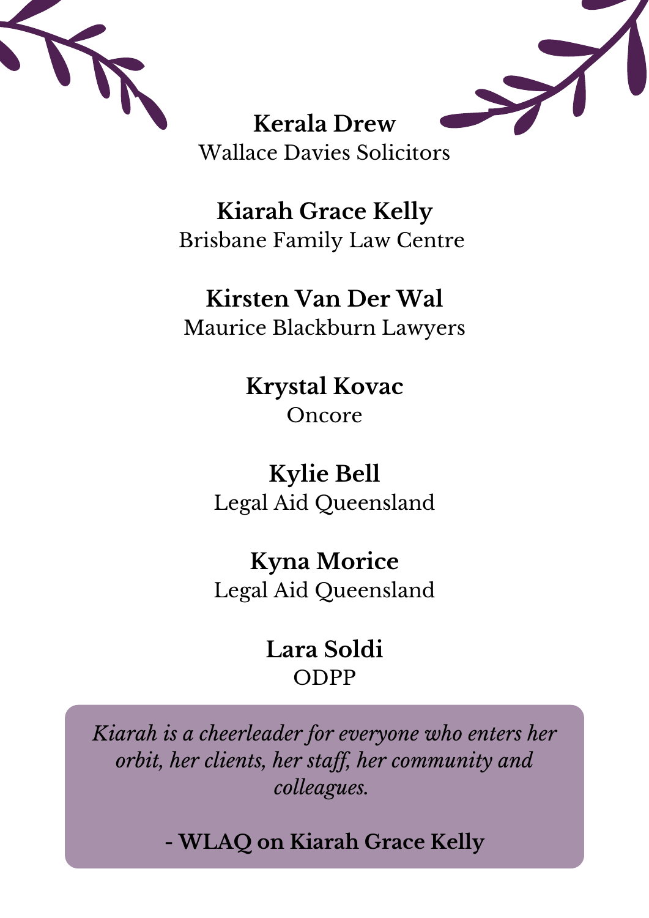**Kerala Drew**
Wallace Davies Solicitors

**Kiarah Grace Kelly**
Brisbane Family Law Centre

**Kirsten Van Der Wal**
Maurice Blackburn Lawyers

**Krystal Kovac**
Oncore

**Kylie Bell**
Legal Aid Queensland

**Kyna Morice**
Legal Aid Queensland

**Lara Soldi**
ODPP

*Kiarah is a cheerleader for everyone who enters her orbit, her clients, her staff, her community and colleagues.*

**- WLAQ on Kiarah Grace Kelly**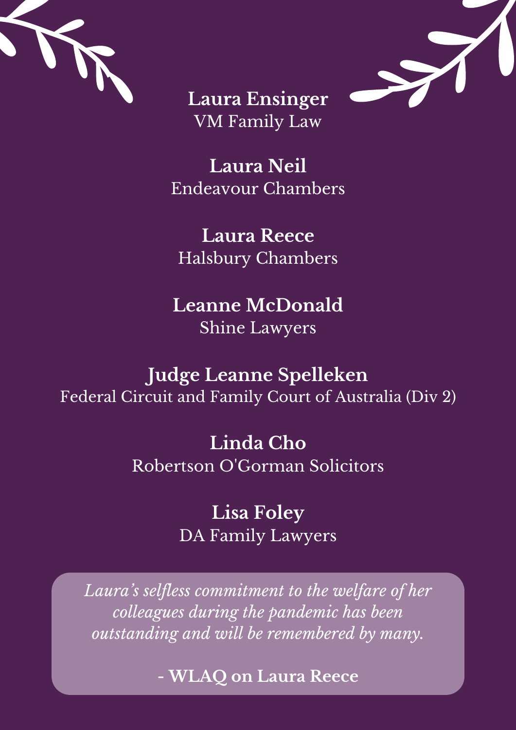**Laura Ensinger**
VM Family Law

**Laura Neil**
Endeavour Chambers

**Laura Reece**
Halsbury Chambers

**Leanne McDonald**
Shine Lawyers

**Judge Leanne Spelleken**
Federal Circuit and Family Court of Australia (Div 2)

**Linda Cho**
Robertson O'Gorman Solicitors

**Lisa Foley**
DA Family Lawyers

> *Laura's selfless commitment to the welfare of her colleagues during the pandemic has been outstanding and will be remembered by many.*
>
> **- WLAQ on Laura Reece**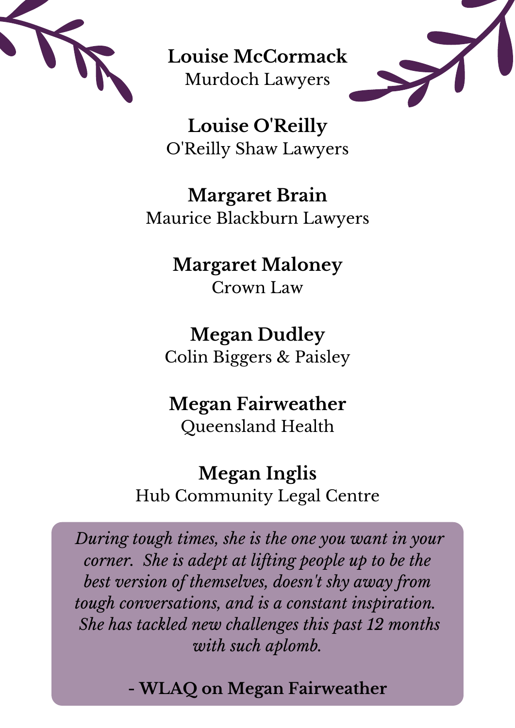**Louise McCormack**
Murdoch Lawyers

**Louise O'Reilly**
O'Reilly Shaw Lawyers

**Margaret Brain**
Maurice Blackburn Lawyers

**Margaret Maloney**
Crown Law

**Megan Dudley**
Colin Biggers & Paisley

**Megan Fairweather**
Queensland Health

**Megan Inglis**
Hub Community Legal Centre

*During tough times, she is the one you want in your corner. She is adept at lifting people up to be the best version of themselves, doesn't shy away from tough conversations, and is a constant inspiration. She has tackled new challenges this past 12 months with such aplomb.*

**- WLAQ on Megan Fairweather**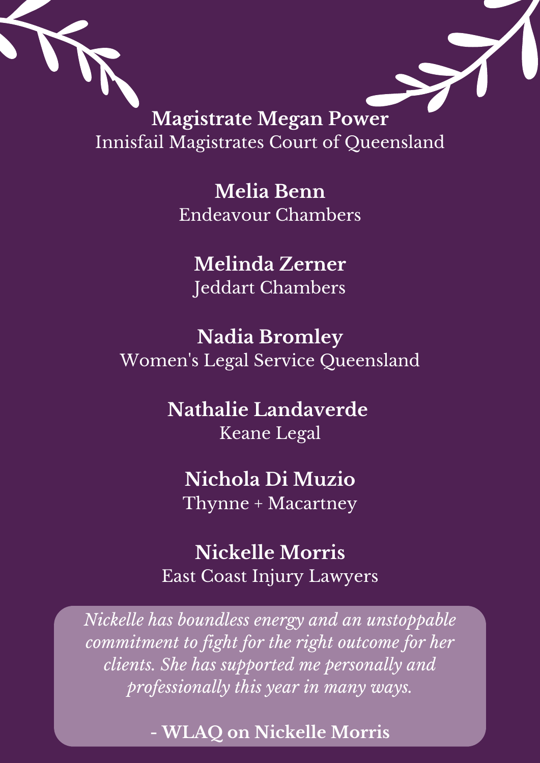**Magistrate Megan Power**
Innisfail Magistrates Court of Queensland

**Melia Benn**
Endeavour Chambers

**Melinda Zerner**
Jeddart Chambers

**Nadia Bromley**
Women's Legal Service Queensland

**Nathalie Landaverde**
Keane Legal

**Nichola Di Muzio**
Thynne + Macartney

**Nickelle Morris**
East Coast Injury Lawyers

*Nickelle has boundless energy and an unstoppable commitment to fight for the right outcome for her clients. She has supported me personally and professionally this year in many ways.*

**- WLAQ on Nickelle Morris**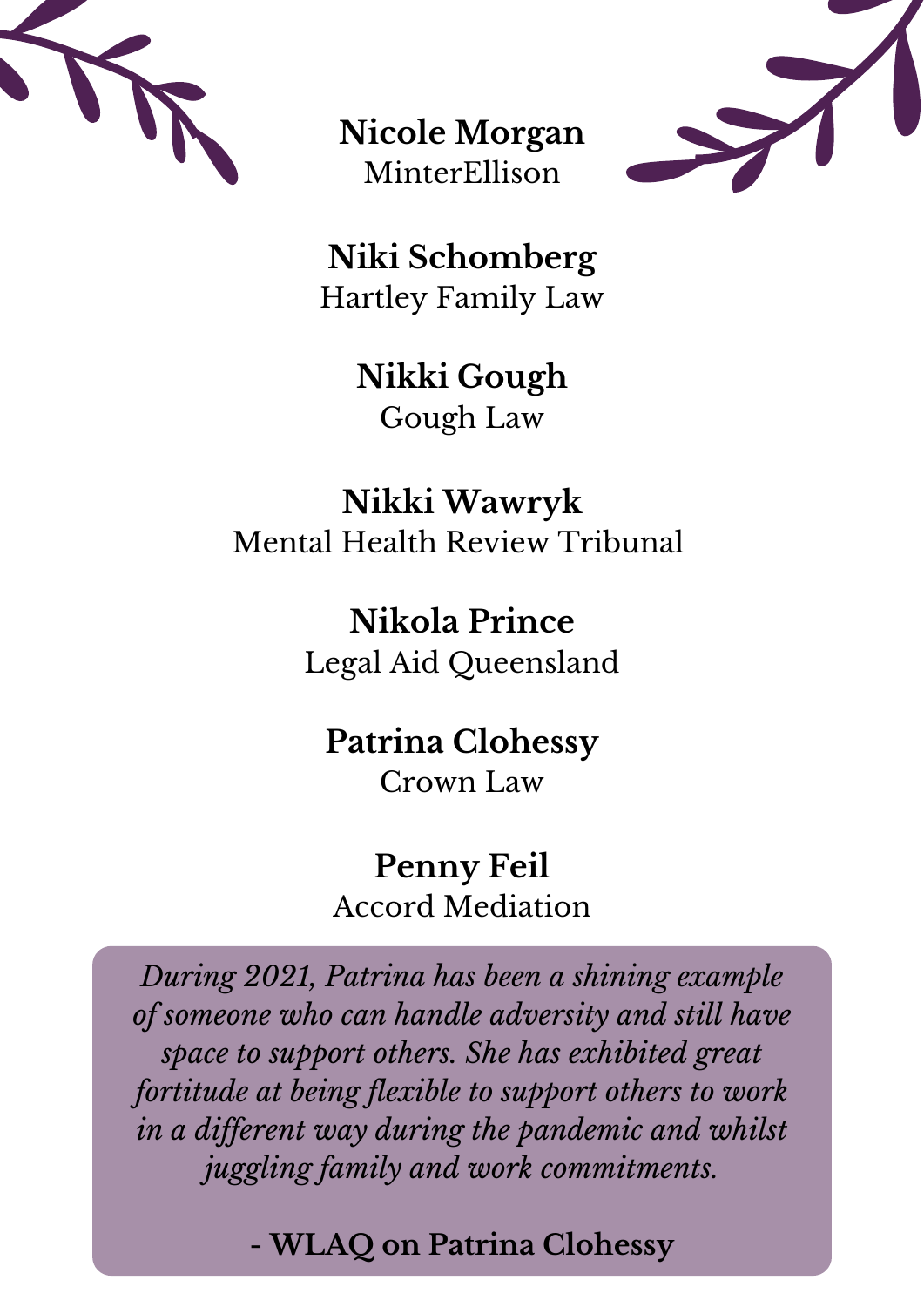**Nicole Morgan**
MinterEllison

**Niki Schomberg**
Hartley Family Law

**Nikki Gough**
Gough Law

**Nikki Wawryk**
Mental Health Review Tribunal

**Nikola Prince**
Legal Aid Queensland

**Patrina Clohessy**
Crown Law

**Penny Feil**
Accord Mediation

*During 2021, Patrina has been a shining example of someone who can handle adversity and still have space to support others. She has exhibited great fortitude at being flexible to support others to work in a different way during the pandemic and whilst juggling family and work commitments.*

**- WLAQ on Patrina Clohessy**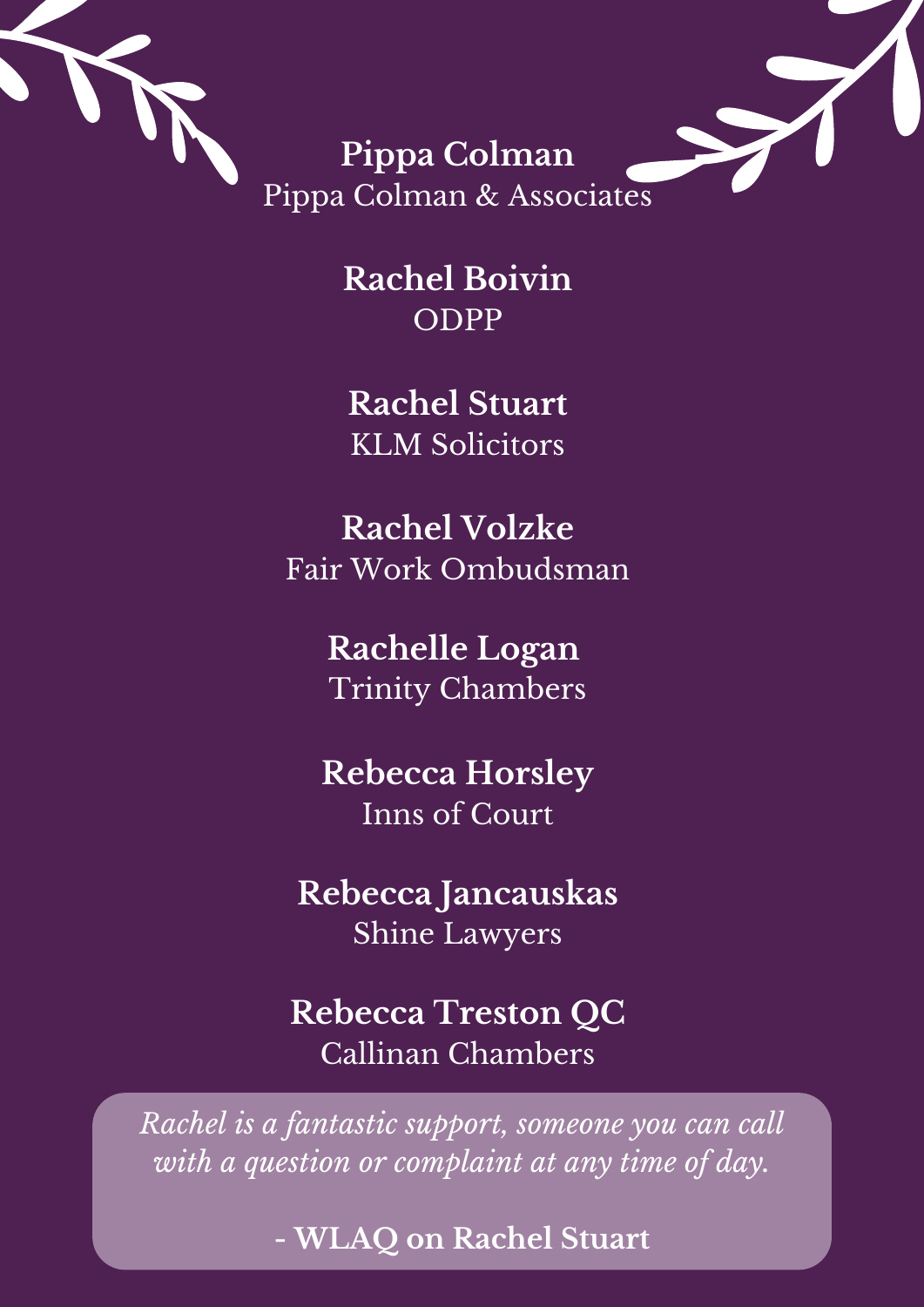**Pippa Colman**
Pippa Colman & Associates

**Rachel Boivin**
ODPP

**Rachel Stuart**
KLM Solicitors

**Rachel Volzke**
Fair Work Ombudsman

**Rachelle Logan**
Trinity Chambers

**Rebecca Horsley**
Inns of Court

**Rebecca Jancauskas**
Shine Lawyers

**Rebecca Treston QC**
Callinan Chambers

*Rachel is a fantastic support, someone you can call with a question or complaint at any time of day.*

**- WLAQ on Rachel Stuart**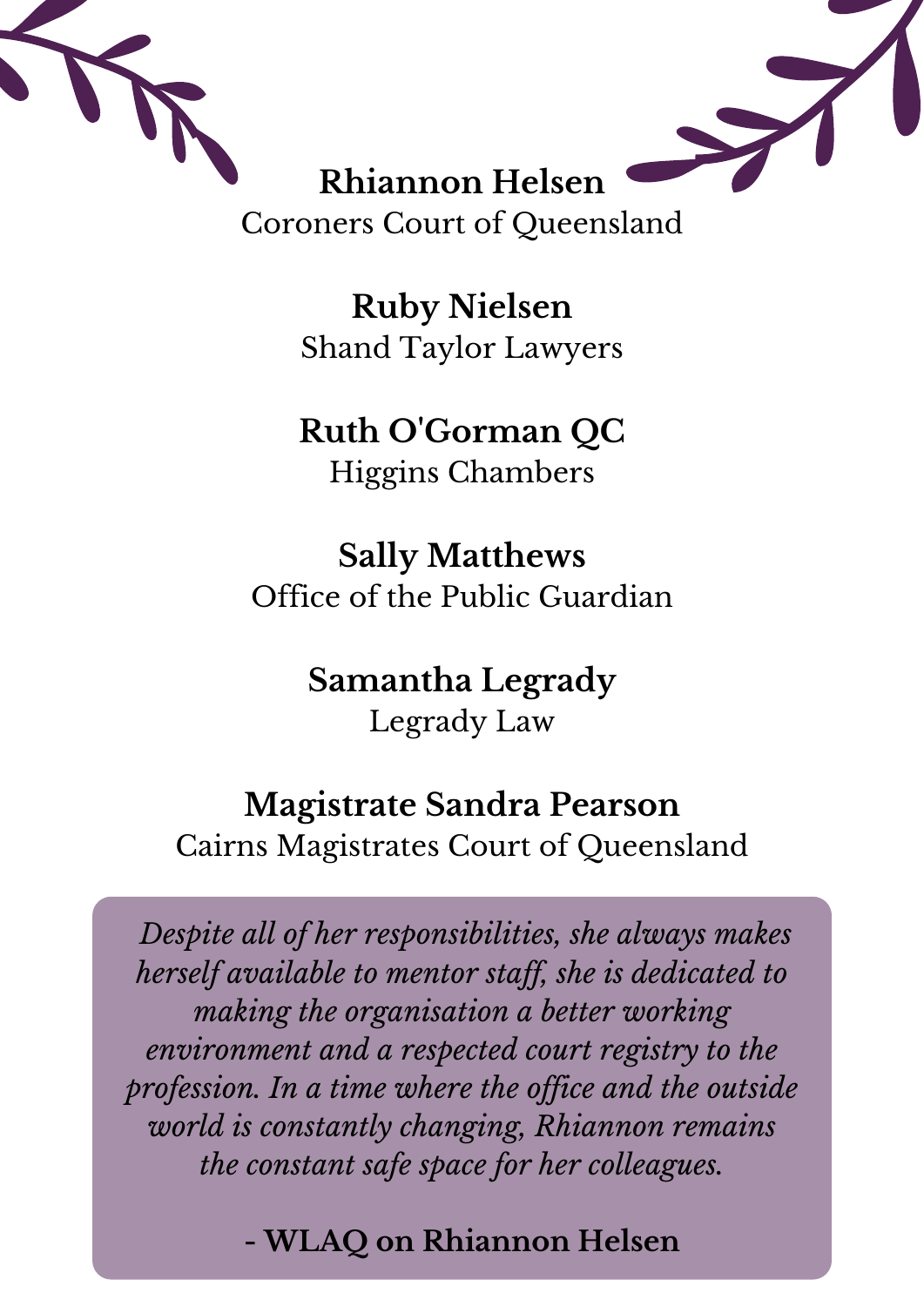**Rhiannon Helsen**
Coroners Court of Queensland

**Ruby Nielsen**
Shand Taylor Lawyers

**Ruth O'Gorman QC**
Higgins Chambers

**Sally Matthews**
Office of the Public Guardian

**Samantha Legrady**
Legrady Law

**Magistrate Sandra Pearson**
Cairns Magistrates Court of Queensland

*Despite all of her responsibilities, she always makes herself available to mentor staff, she is dedicated to making the organisation a better working environment and a respected court registry to the profession. In a time where the office and the outside world is constantly changing, Rhiannon remains the constant safe space for her colleagues.*

**- WLAQ on Rhiannon Helsen**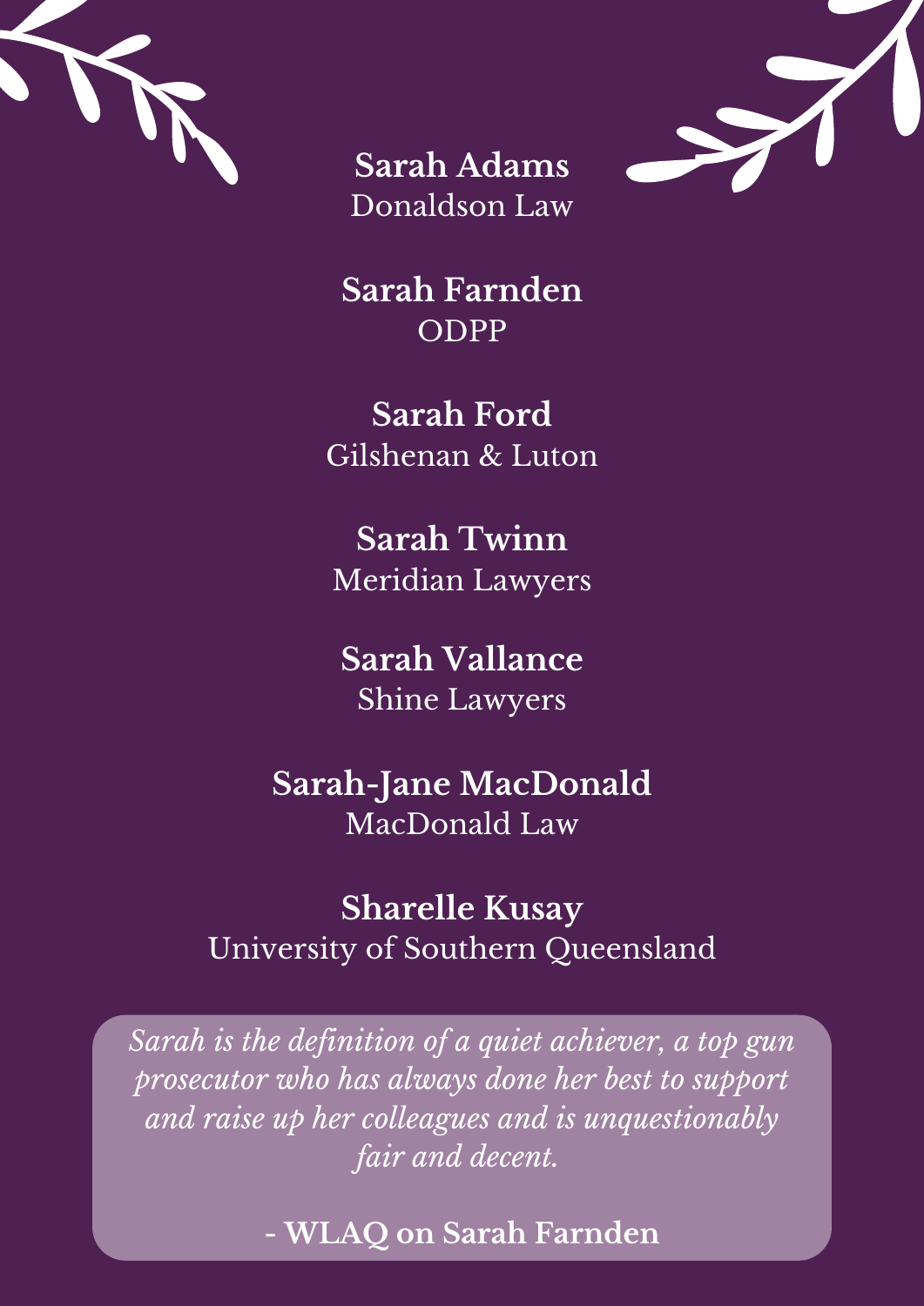**Sarah Adams**
Donaldson Law

**Sarah Farnden**
ODPP

**Sarah Ford**
Gilshenan & Luton

**Sarah Twinn**
Meridian Lawyers

**Sarah Vallance**
Shine Lawyers

**Sarah-Jane MacDonald**
MacDonald Law

**Sharelle Kusay**
University of Southern Queensland

> *Sarah is the definition of a quiet achiever, a top gun prosecutor who has always done her best to support and raise up her colleagues and is unquestionably fair and decent.*
>
> **- WLAQ on Sarah Farnden**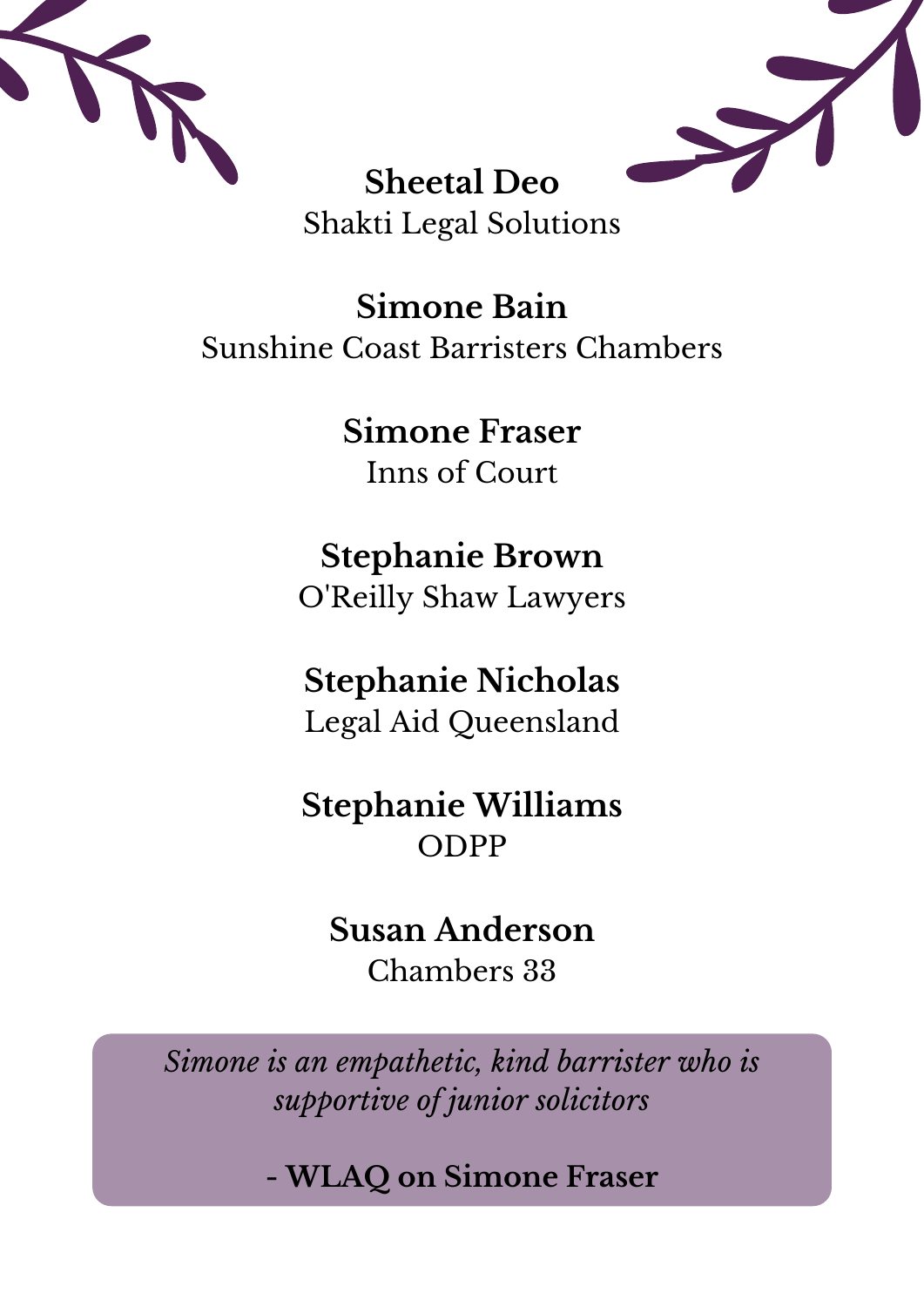**Sheetal Deo**
Shakti Legal Solutions

**Simone Bain**
Sunshine Coast Barristers Chambers

**Simone Fraser**
Inns of Court

**Stephanie Brown**
O'Reilly Shaw Lawyers

**Stephanie Nicholas**
Legal Aid Queensland

**Stephanie Williams**
ODPP

**Susan Anderson**
Chambers 33

*Simone is an empathetic, kind barrister who is supportive of junior solicitors*

**- WLAQ on Simone Fraser**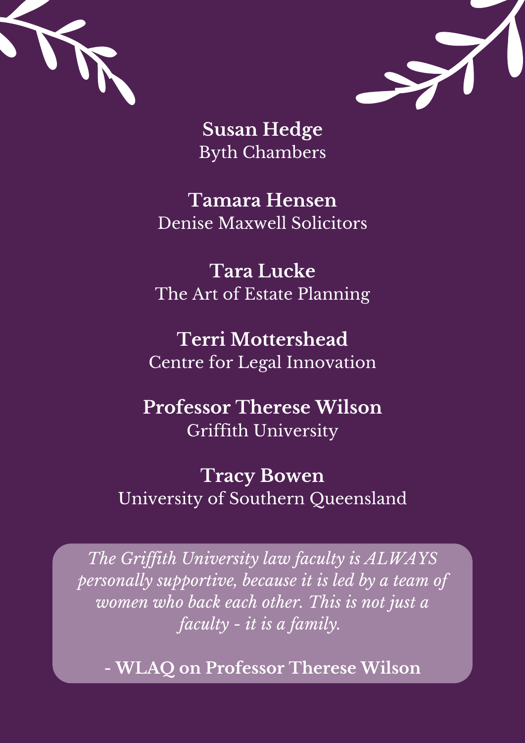**Susan Hedge**
Byth Chambers

**Tamara Hensen**
Denise Maxwell Solicitors

**Tara Lucke**
The Art of Estate Planning

**Terri Mottershead**
Centre for Legal Innovation

**Professor Therese Wilson**
Griffith University

**Tracy Bowen**
University of Southern Queensland

*The Griffith University law faculty is ALWAYS personally supportive, because it is led by a team of women who back each other. This is not just a faculty - it is a family.*

**- WLAQ on Professor Therese Wilson**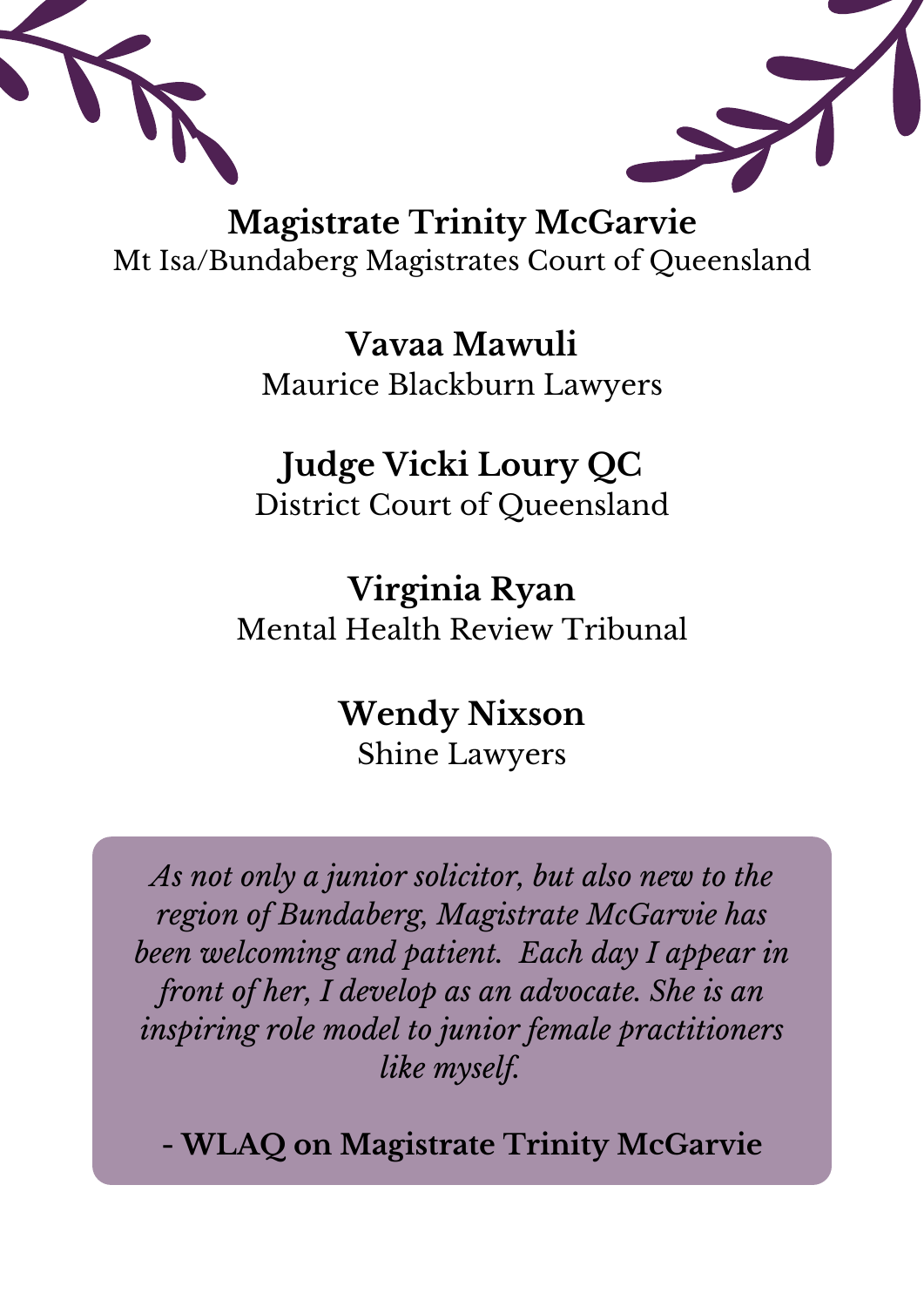**Magistrate Trinity McGarvie**
Mt Isa/Bundaberg Magistrates Court of Queensland

**Vavaa Mawuli**
Maurice Blackburn Lawyers

**Judge Vicki Loury QC**
District Court of Queensland

**Virginia Ryan**
Mental Health Review Tribunal

**Wendy Nixson**
Shine Lawyers

*As not only a junior solicitor, but also new to the region of Bundaberg, Magistrate McGarvie has been welcoming and patient. Each day I appear in front of her, I develop as an advocate. She is an inspiring role model to junior female practitioners like myself.*

**- WLAQ on Magistrate Trinity McGarvie**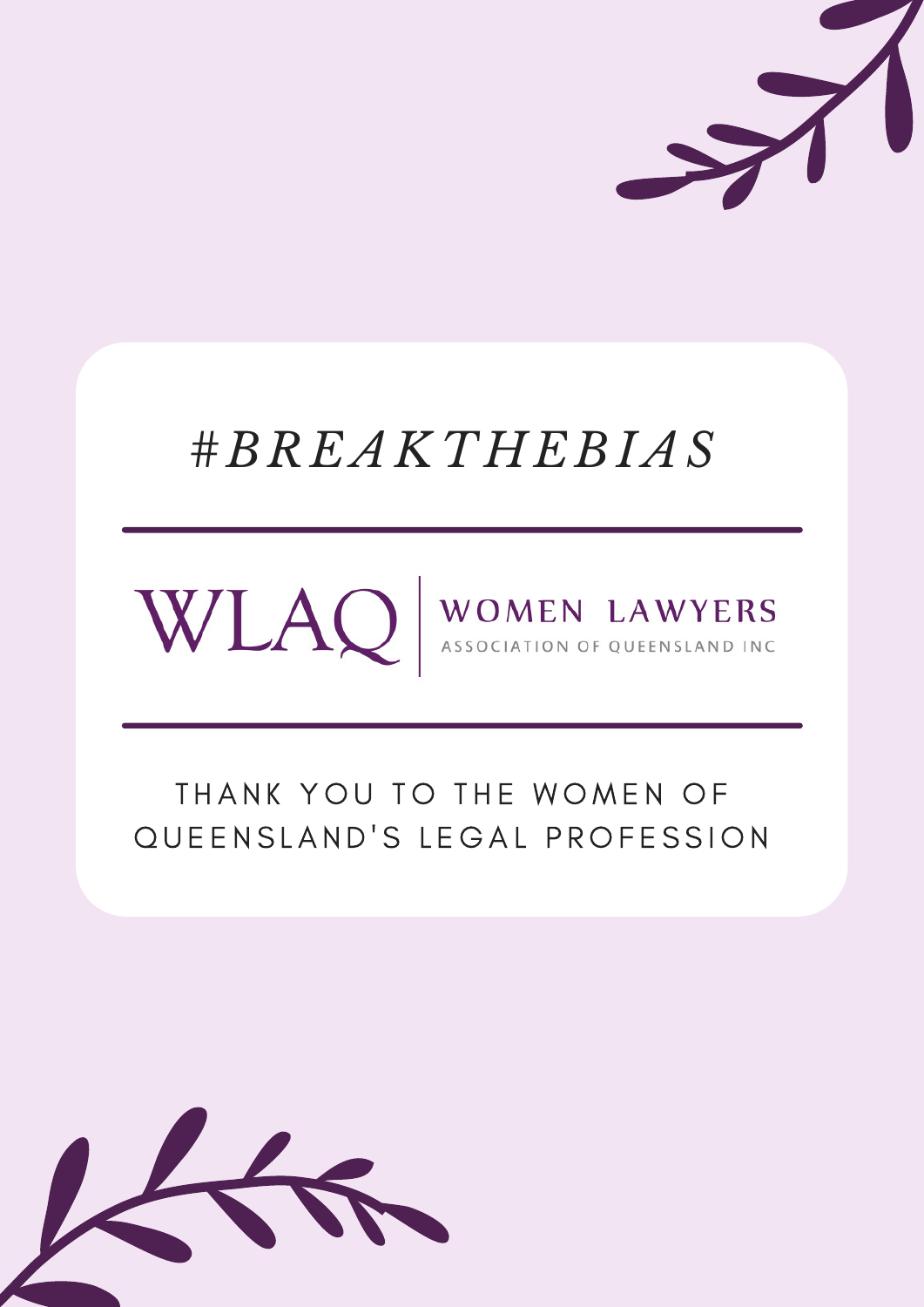*#BREAKTHEBIAS*

WLAQ | WOMEN LAWYERS ASSOCIATION OF QUEENSLAND INC

THANK YOU TO THE WOMEN OF QUEENSLAND'S LEGAL PROFESSION